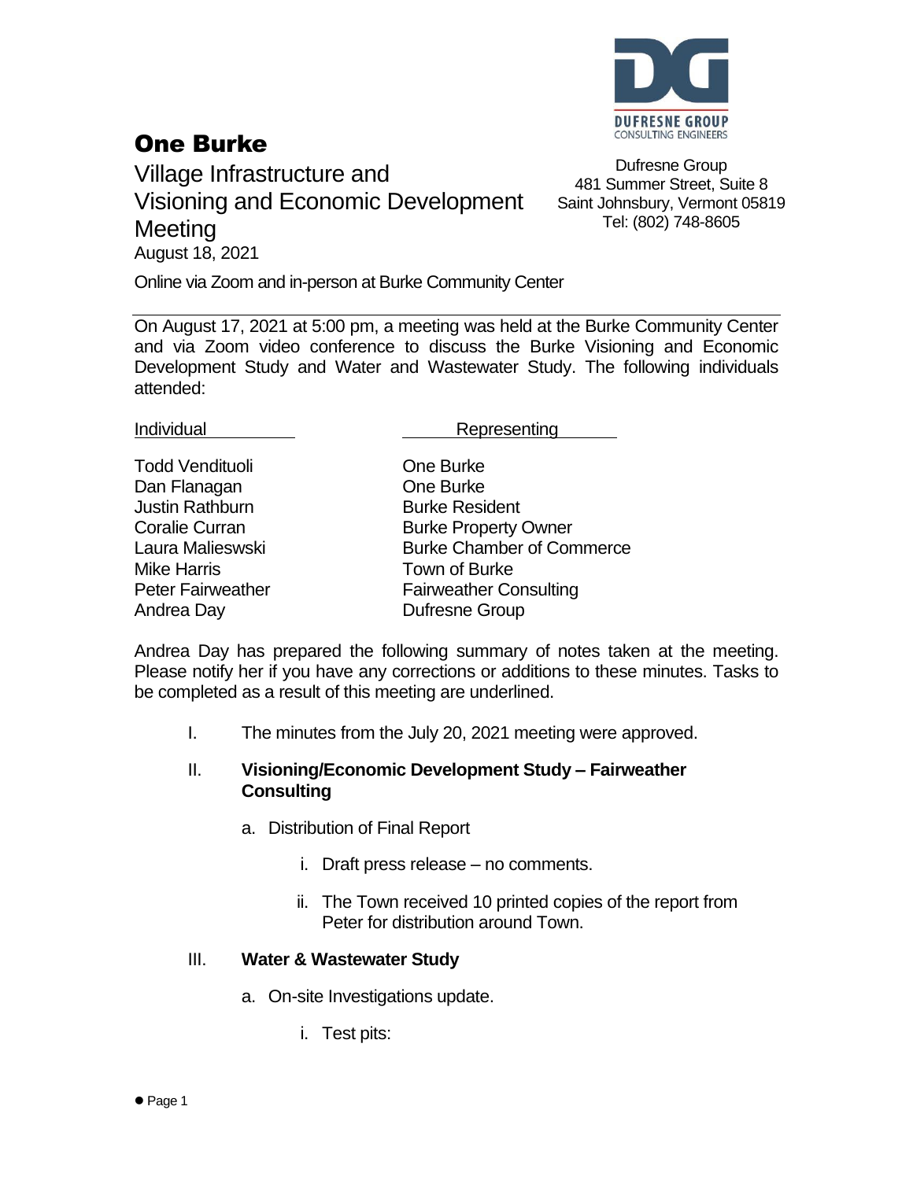# One Burke

Village Infrastructure and Visioning and Economic Development Meeting

August 18, 2021

Online via Zoom and in-person at Burke Community Center

DUFRESNE GROUP
CONSULTING ENGINEERS

Dufresne Group
481 Summer Street, Suite 8
Saint Johnsbury, Vermont 05819
Tel: (802) 748-8605

---

On August 17, 2021 at 5:00 pm, a meeting was held at the Burke Community Center and via Zoom video conference to discuss the Burke Visioning and Economic Development Study and Water and Wastewater Study. The following individuals attended:

| Individual | Representing |
|---|---|
| Todd Vendituoli | One Burke |
| Dan Flanagan | One Burke |
| Justin Rathburn | Burke Resident |
| Coralie Curran | Burke Property Owner |
| Laura Malieswski | Burke Chamber of Commerce |
| Mike Harris | Town of Burke |
| Peter Fairweather | Fairweather Consulting |
| Andrea Day | Dufresne Group |

Andrea Day has prepared the following summary of notes taken at the meeting. Please notify her if you have any corrections or additions to these minutes. Tasks to be completed as a result of this meeting are underlined.

I. The minutes from the July 20, 2021 meeting were approved.

II. **Visioning/Economic Development Study – Fairweather Consulting**

   a. Distribution of Final Report

      i. Draft press release – no comments.

      ii. The Town received 10 printed copies of the report from Peter for distribution around Town.

III. **Water & Wastewater Study**

   a. On-site Investigations update.

      i. Test pits: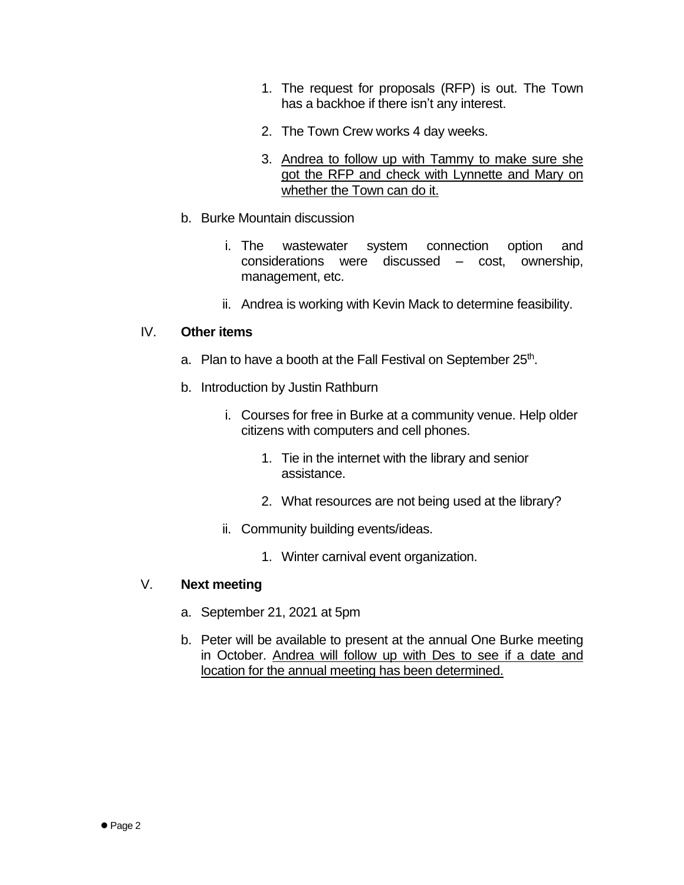1. The request for proposals (RFP) is out. The Town has a backhoe if there isn't any interest.

2. The Town Crew works 4 day weeks.

3. <u>Andrea to follow up with Tammy to make sure she got the RFP and check with Lynnette and Mary on whether the Town can do it.</u>

b. Burke Mountain discussion

   i. The wastewater system connection option and considerations were discussed – cost, ownership, management, etc.

   ii. Andrea is working with Kevin Mack to determine feasibility.

IV. **Other items**

   a. Plan to have a booth at the Fall Festival on September 25th.

   b. Introduction by Justin Rathburn

      i. Courses for free in Burke at a community venue. Help older citizens with computers and cell phones.

         1. Tie in the internet with the library and senior assistance.

         2. What resources are not being used at the library?

      ii. Community building events/ideas.

         1. Winter carnival event organization.

V. **Next meeting**

   a. September 21, 2021 at 5pm

   b. Peter will be available to present at the annual One Burke meeting in October. <u>Andrea will follow up with Des to see if a date and location for the annual meeting has been determined.</u>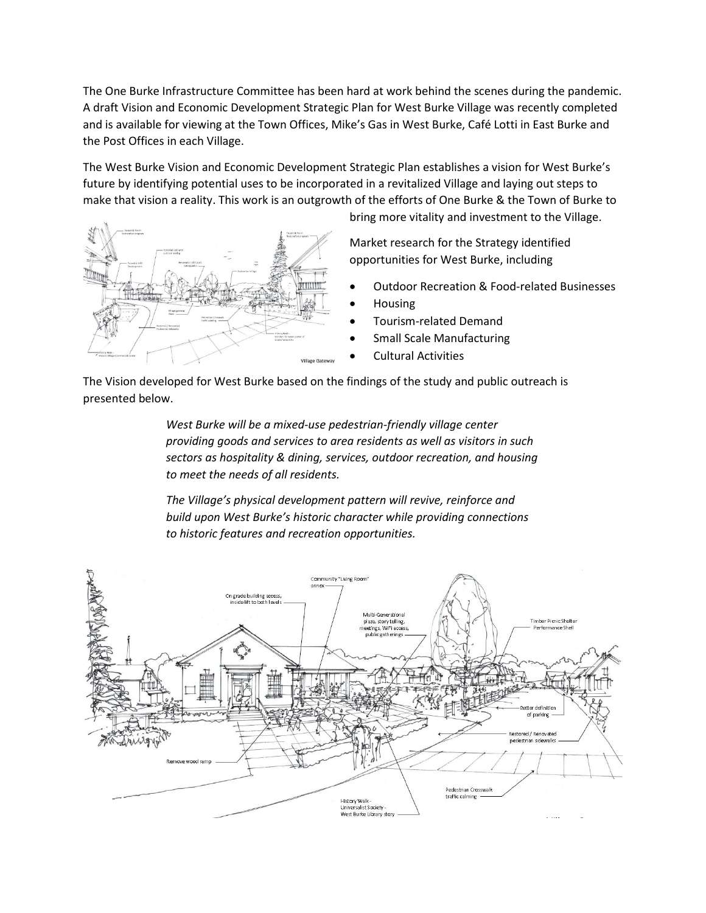The One Burke Infrastructure Committee has been hard at work behind the scenes during the pandemic. A draft Vision and Economic Development Strategic Plan for West Burke Village was recently completed and is available for viewing at the Town Offices, Mike's Gas in West Burke, Café Lotti in East Burke and the Post Offices in each Village.

The West Burke Vision and Economic Development Strategic Plan establishes a vision for West Burke's future by identifying potential uses to be incorporated in a revitalized Village and laying out steps to make that vision a reality. This work is an outgrowth of the efforts of One Burke & the Town of Burke to bring more vitality and investment to the Village.

Market research for the Strategy identified opportunities for West Burke, including

- Outdoor Recreation & Food-related Businesses
- Housing
- Tourism-related Demand
- Small Scale Manufacturing
- Cultural Activities

The Vision developed for West Burke based on the findings of the study and public outreach is presented below.

> *West Burke will be a mixed-use pedestrian-friendly village center providing goods and services to area residents as well as visitors in such sectors as hospitality & dining, services, outdoor recreation, and housing to meet the needs of all residents.*
>
> *The Village's physical development pattern will revive, reinforce and build upon West Burke's historic character while providing connections to historic features and recreation opportunities.*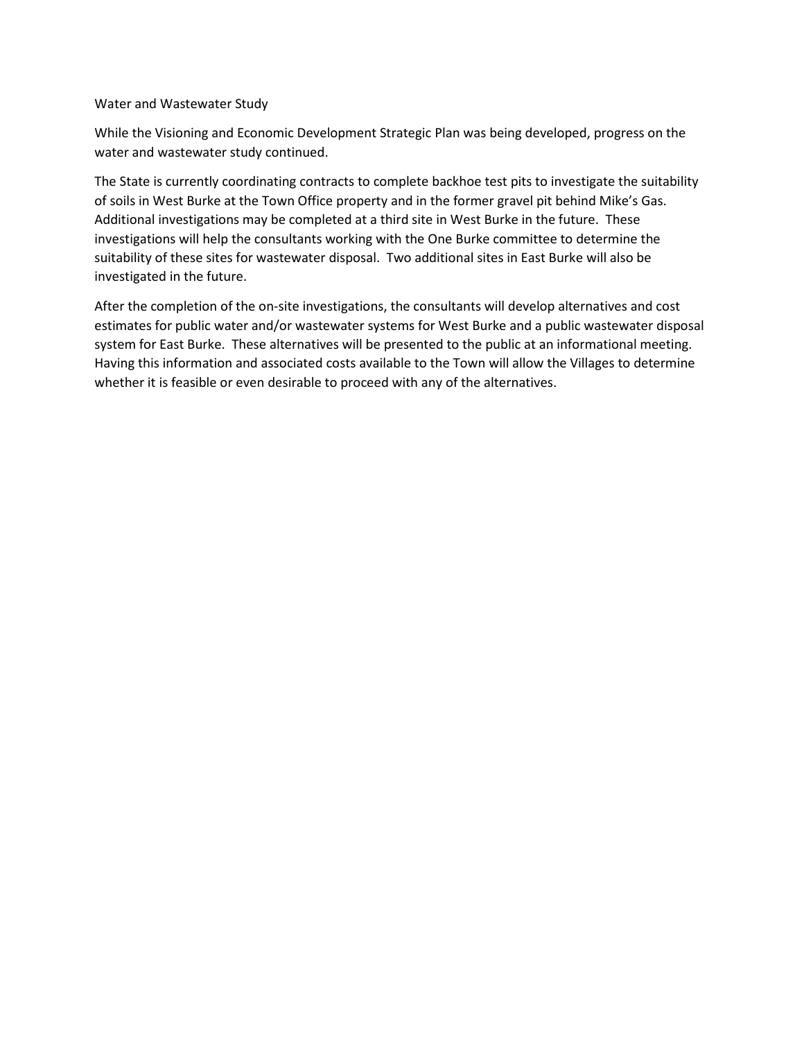## Water and Wastewater Study

While the Visioning and Economic Development Strategic Plan was being developed, progress on the water and wastewater study continued.

The State is currently coordinating contracts to complete backhoe test pits to investigate the suitability of soils in West Burke at the Town Office property and in the former gravel pit behind Mike's Gas. Additional investigations may be completed at a third site in West Burke in the future. These investigations will help the consultants working with the One Burke committee to determine the suitability of these sites for wastewater disposal. Two additional sites in East Burke will also be investigated in the future.

After the completion of the on-site investigations, the consultants will develop alternatives and cost estimates for public water and/or wastewater systems for West Burke and a public wastewater disposal system for East Burke. These alternatives will be presented to the public at an informational meeting. Having this information and associated costs available to the Town will allow the Villages to determine whether it is feasible or even desirable to proceed with any of the alternatives.